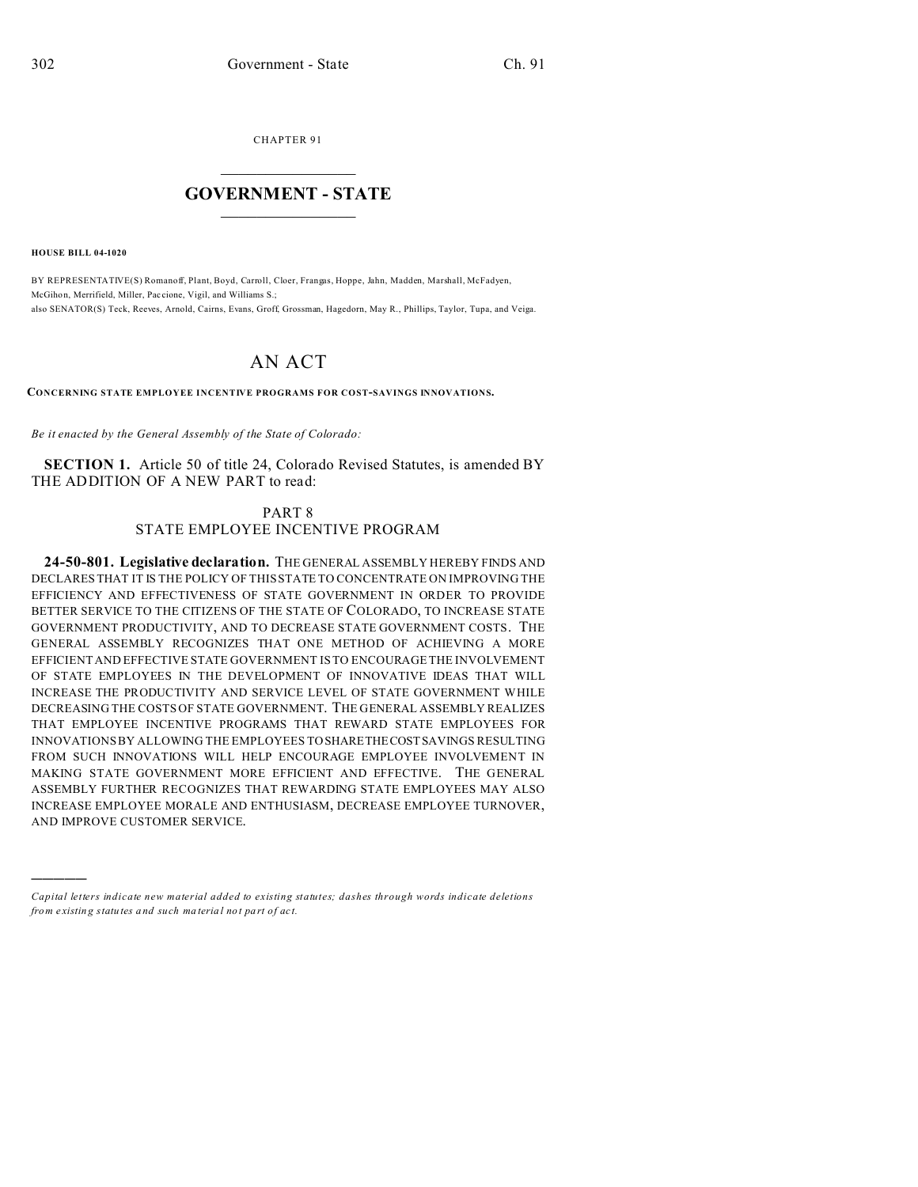CHAPTER 91

# GOVERNMENT - STATE

**HOUSE BILL 04-1020**

BY REPRESENTATIVE(S) Romanoff, Plant, Boyd, Carroll, Cloer, Frangas, Hoppe, Jahn, Madden, Marshall, McFadyen, McGihon, Merrifield, Miller, Paccione, Vigil, and Williams S.;
also SENATOR(S) Teck, Reeves, Arnold, Cairns, Evans, Groff, Grossman, Hagedorn, May R., Phillips, Taylor, Tupa, and Veiga.

# AN ACT

**CONCERNING STATE EMPLOYEE INCENTIVE PROGRAMS FOR COST-SAVINGS INNOVATIONS.**

*Be it enacted by the General Assembly of the State of Colorado:*

**SECTION 1.** Article 50 of title 24, Colorado Revised Statutes, is amended BY THE ADDITION OF A NEW PART to read:

## PART 8
## STATE EMPLOYEE INCENTIVE PROGRAM

**24-50-801. Legislative declaration.** THE GENERAL ASSEMBLY HEREBY FINDS AND DECLARES THAT IT IS THE POLICY OF THIS STATE TO CONCENTRATE ON IMPROVING THE EFFICIENCY AND EFFECTIVENESS OF STATE GOVERNMENT IN ORDER TO PROVIDE BETTER SERVICE TO THE CITIZENS OF THE STATE OF COLORADO, TO INCREASE STATE GOVERNMENT PRODUCTIVITY, AND TO DECREASE STATE GOVERNMENT COSTS. THE GENERAL ASSEMBLY RECOGNIZES THAT ONE METHOD OF ACHIEVING A MORE EFFICIENT AND EFFECTIVE STATE GOVERNMENT IS TO ENCOURAGE THE INVOLVEMENT OF STATE EMPLOYEES IN THE DEVELOPMENT OF INNOVATIVE IDEAS THAT WILL INCREASE THE PRODUCTIVITY AND SERVICE LEVEL OF STATE GOVERNMENT WHILE DECREASING THE COSTS OF STATE GOVERNMENT. THE GENERAL ASSEMBLY REALIZES THAT EMPLOYEE INCENTIVE PROGRAMS THAT REWARD STATE EMPLOYEES FOR INNOVATIONS BY ALLOWING THE EMPLOYEES TO SHARE THE COST SAVINGS RESULTING FROM SUCH INNOVATIONS WILL HELP ENCOURAGE EMPLOYEE INVOLVEMENT IN MAKING STATE GOVERNMENT MORE EFFICIENT AND EFFECTIVE. THE GENERAL ASSEMBLY FURTHER RECOGNIZES THAT REWARDING STATE EMPLOYEES MAY ALSO INCREASE EMPLOYEE MORALE AND ENTHUSIASM, DECREASE EMPLOYEE TURNOVER, AND IMPROVE CUSTOMER SERVICE.

---

*Capital letters indicate new material added to existing statutes; dashes through words indicate deletions from existing statutes and such material not part of act.*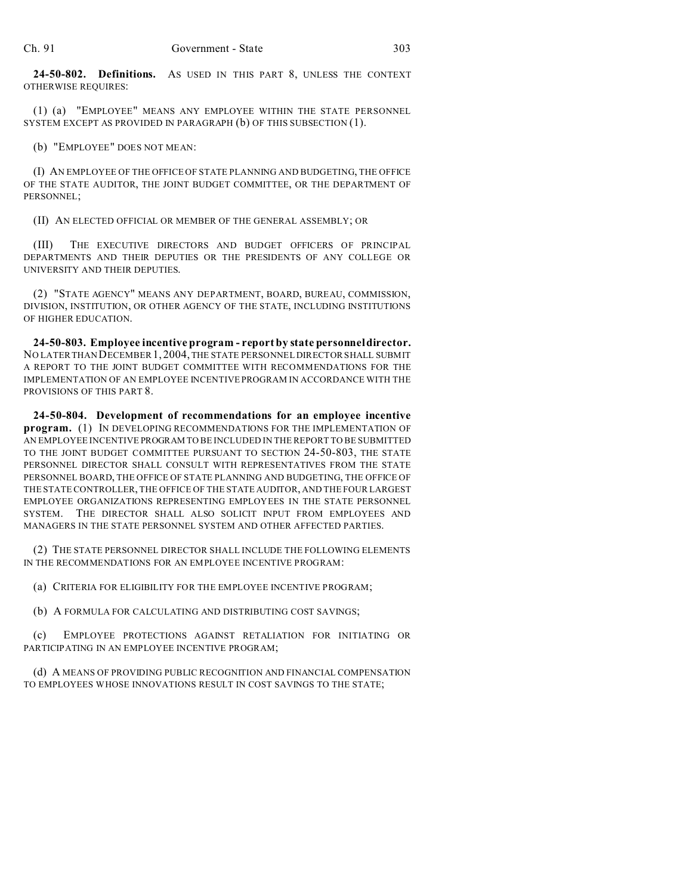**24-50-802. Definitions.** AS USED IN THIS PART 8, UNLESS THE CONTEXT OTHERWISE REQUIRES:

(1) (a) "EMPLOYEE" MEANS ANY EMPLOYEE WITHIN THE STATE PERSONNEL SYSTEM EXCEPT AS PROVIDED IN PARAGRAPH (b) OF THIS SUBSECTION (1).

(b) "EMPLOYEE" DOES NOT MEAN:

(I) AN EMPLOYEE OF THE OFFICE OF STATE PLANNING AND BUDGETING, THE OFFICE OF THE STATE AUDITOR, THE JOINT BUDGET COMMITTEE, OR THE DEPARTMENT OF PERSONNEL;

(II) AN ELECTED OFFICIAL OR MEMBER OF THE GENERAL ASSEMBLY; OR

(III) THE EXECUTIVE DIRECTORS AND BUDGET OFFICERS OF PRINCIPAL DEPARTMENTS AND THEIR DEPUTIES OR THE PRESIDENTS OF ANY COLLEGE OR UNIVERSITY AND THEIR DEPUTIES.

(2) "STATE AGENCY" MEANS ANY DEPARTMENT, BOARD, BUREAU, COMMISSION, DIVISION, INSTITUTION, OR OTHER AGENCY OF THE STATE, INCLUDING INSTITUTIONS OF HIGHER EDUCATION.

**24-50-803. Employee incentive program - report by state personnel director.** NO LATER THAN DECEMBER 1, 2004, THE STATE PERSONNEL DIRECTOR SHALL SUBMIT A REPORT TO THE JOINT BUDGET COMMITTEE WITH RECOMMENDATIONS FOR THE IMPLEMENTATION OF AN EMPLOYEE INCENTIVE PROGRAM IN ACCORDANCE WITH THE PROVISIONS OF THIS PART 8.

**24-50-804. Development of recommendations for an employee incentive program.** (1) IN DEVELOPING RECOMMENDATIONS FOR THE IMPLEMENTATION OF AN EMPLOYEE INCENTIVE PROGRAM TO BE INCLUDED IN THE REPORT TO BE SUBMITTED TO THE JOINT BUDGET COMMITTEE PURSUANT TO SECTION 24-50-803, THE STATE PERSONNEL DIRECTOR SHALL CONSULT WITH REPRESENTATIVES FROM THE STATE PERSONNEL BOARD, THE OFFICE OF STATE PLANNING AND BUDGETING, THE OFFICE OF THE STATE CONTROLLER, THE OFFICE OF THE STATE AUDITOR, AND THE FOUR LARGEST EMPLOYEE ORGANIZATIONS REPRESENTING EMPLOYEES IN THE STATE PERSONNEL SYSTEM. THE DIRECTOR SHALL ALSO SOLICIT INPUT FROM EMPLOYEES AND MANAGERS IN THE STATE PERSONNEL SYSTEM AND OTHER AFFECTED PARTIES.

(2) THE STATE PERSONNEL DIRECTOR SHALL INCLUDE THE FOLLOWING ELEMENTS IN THE RECOMMENDATIONS FOR AN EMPLOYEE INCENTIVE PROGRAM:

(a) CRITERIA FOR ELIGIBILITY FOR THE EMPLOYEE INCENTIVE PROGRAM;

(b) A FORMULA FOR CALCULATING AND DISTRIBUTING COST SAVINGS;

(c) EMPLOYEE PROTECTIONS AGAINST RETALIATION FOR INITIATING OR PARTICIPATING IN AN EMPLOYEE INCENTIVE PROGRAM;

(d) A MEANS OF PROVIDING PUBLIC RECOGNITION AND FINANCIAL COMPENSATION TO EMPLOYEES WHOSE INNOVATIONS RESULT IN COST SAVINGS TO THE STATE;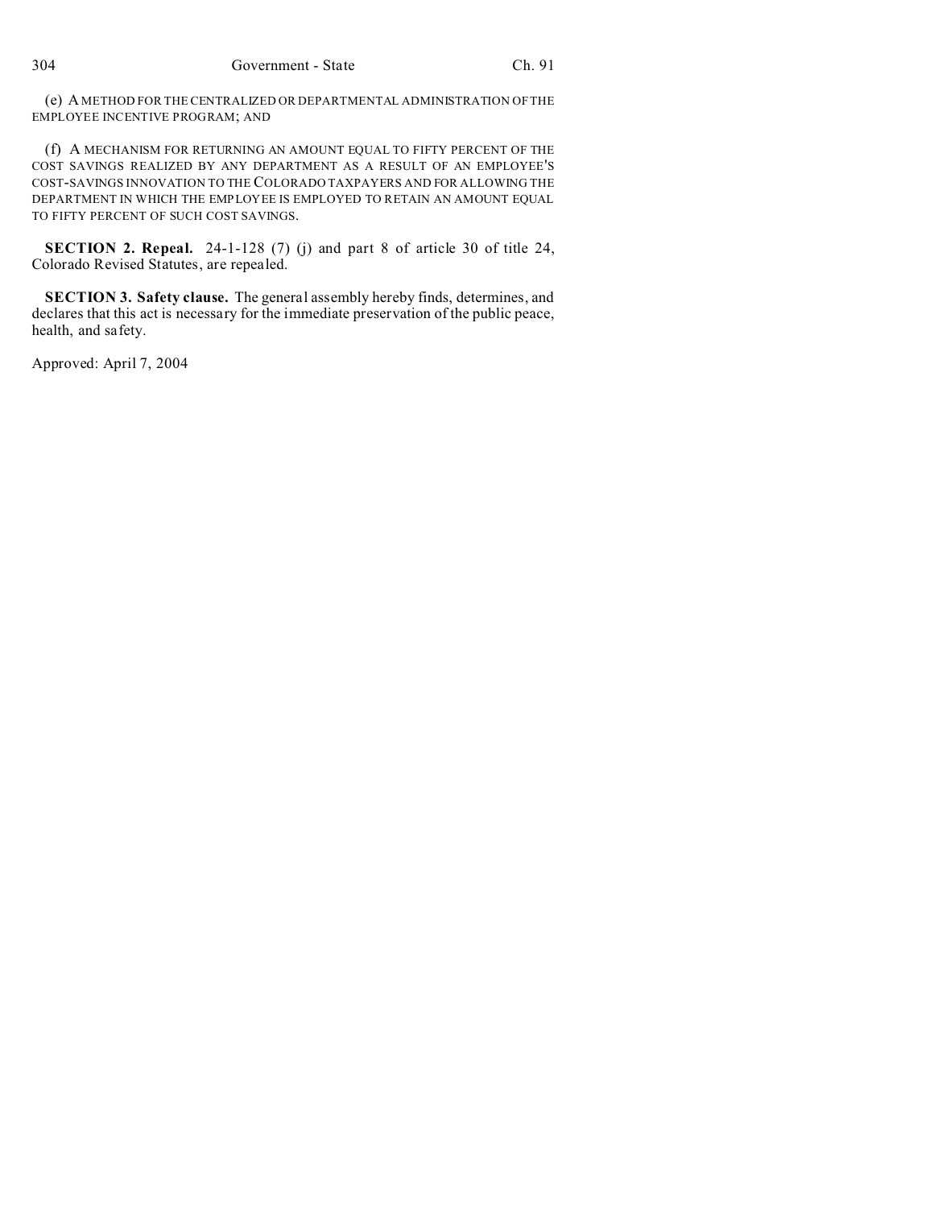(e) A METHOD FOR THE CENTRALIZED OR DEPARTMENTAL ADMINISTRATION OF THE EMPLOYEE INCENTIVE PROGRAM; AND

(f) A MECHANISM FOR RETURNING AN AMOUNT EQUAL TO FIFTY PERCENT OF THE COST SAVINGS REALIZED BY ANY DEPARTMENT AS A RESULT OF AN EMPLOYEE'S COST-SAVINGS INNOVATION TO THE COLORADO TAXPAYERS AND FOR ALLOWING THE DEPARTMENT IN WHICH THE EMPLOYEE IS EMPLOYED TO RETAIN AN AMOUNT EQUAL TO FIFTY PERCENT OF SUCH COST SAVINGS.

**SECTION 2. Repeal.** 24-1-128 (7) (j) and part 8 of article 30 of title 24, Colorado Revised Statutes, are repealed.

**SECTION 3. Safety clause.** The general assembly hereby finds, determines, and declares that this act is necessary for the immediate preservation of the public peace, health, and safety.

Approved: April 7, 2004